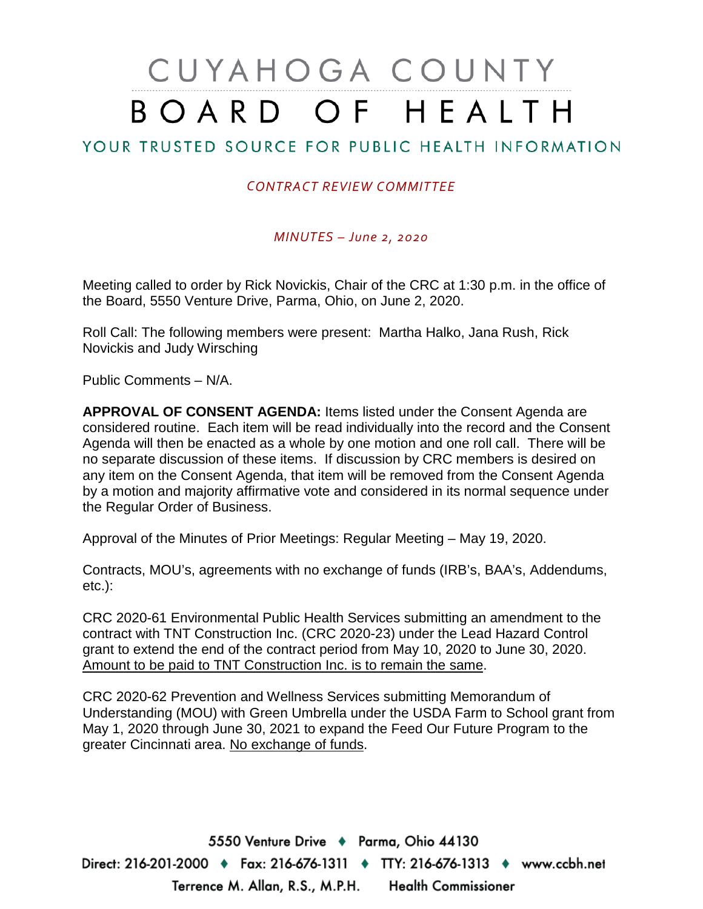# CUYAHOGA COUNTY BOARD OF HEALTH

## YOUR TRUSTED SOURCE FOR PUBLIC HEALTH INFORMATION

*CONTRACT REVIEW COMMITTEE*

*MINUTES – June 2, 2020*

Meeting called to order by Rick Novickis, Chair of the CRC at 1:30 p.m. in the office of the Board, 5550 Venture Drive, Parma, Ohio, on June 2, 2020.

Roll Call: The following members were present: Martha Halko, Jana Rush, Rick Novickis and Judy Wirsching

Public Comments – N/A.

**APPROVAL OF CONSENT AGENDA:** Items listed under the Consent Agenda are considered routine. Each item will be read individually into the record and the Consent Agenda will then be enacted as a whole by one motion and one roll call. There will be no separate discussion of these items. If discussion by CRC members is desired on any item on the Consent Agenda, that item will be removed from the Consent Agenda by a motion and majority affirmative vote and considered in its normal sequence under the Regular Order of Business.

Approval of the Minutes of Prior Meetings: Regular Meeting – May 19, 2020.

Contracts, MOU's, agreements with no exchange of funds (IRB's, BAA's, Addendums, etc.):

CRC 2020-61 Environmental Public Health Services submitting an amendment to the contract with TNT Construction Inc. (CRC 2020-23) under the Lead Hazard Control grant to extend the end of the contract period from May 10, 2020 to June 30, 2020. Amount to be paid to TNT Construction Inc. is to remain the same.

CRC 2020-62 Prevention and Wellness Services submitting Memorandum of Understanding (MOU) with Green Umbrella under the USDA Farm to School grant from May 1, 2020 through June 30, 2021 to expand the Feed Our Future Program to the greater Cincinnati area. No exchange of funds.

5550 Venture Drive ♦ Parma, Ohio 44130
Direct: 216-201-2000 ♦ Fax: 216-676-1311 ♦ TTY: 216-676-1313 ♦ www.ccbh.net
Terrence M. Allan, R.S., M.P.H. Health Commissioner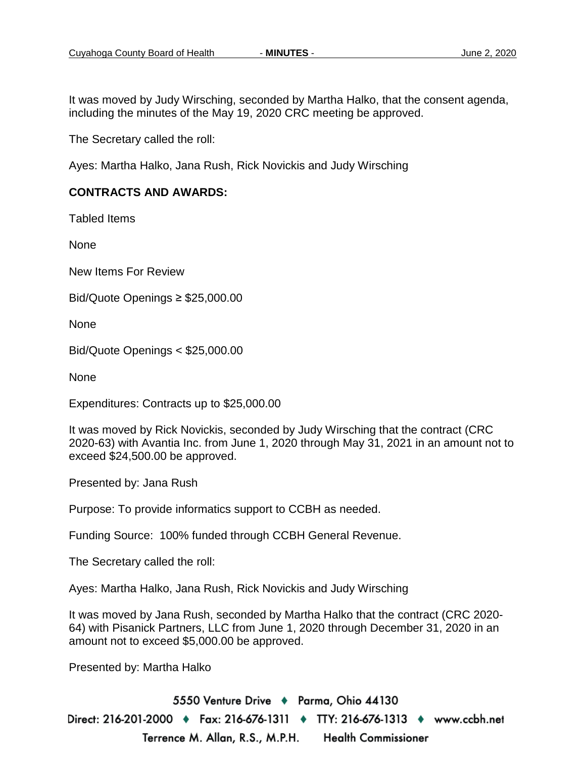It was moved by Judy Wirsching, seconded by Martha Halko, that the consent agenda, including the minutes of the May 19, 2020 CRC meeting be approved.

The Secretary called the roll:

Ayes: Martha Halko, Jana Rush, Rick Novickis and Judy Wirsching

**CONTRACTS AND AWARDS:**

Tabled Items

None

New Items For Review

Bid/Quote Openings ≥ $25,000.00

None

Bid/Quote Openings < $25,000.00

None

Expenditures: Contracts up to $25,000.00

It was moved by Rick Novickis, seconded by Judy Wirsching that the contract (CRC 2020-63) with Avantia Inc. from June 1, 2020 through May 31, 2021 in an amount not to exceed $24,500.00 be approved.

Presented by: Jana Rush

Purpose: To provide informatics support to CCBH as needed.

Funding Source: 100% funded through CCBH General Revenue.

The Secretary called the roll:

Ayes: Martha Halko, Jana Rush, Rick Novickis and Judy Wirsching

It was moved by Jana Rush, seconded by Martha Halko that the contract (CRC 2020-64) with Pisanick Partners, LLC from June 1, 2020 through December 31, 2020 in an amount not to exceed $5,000.00 be approved.

Presented by: Martha Halko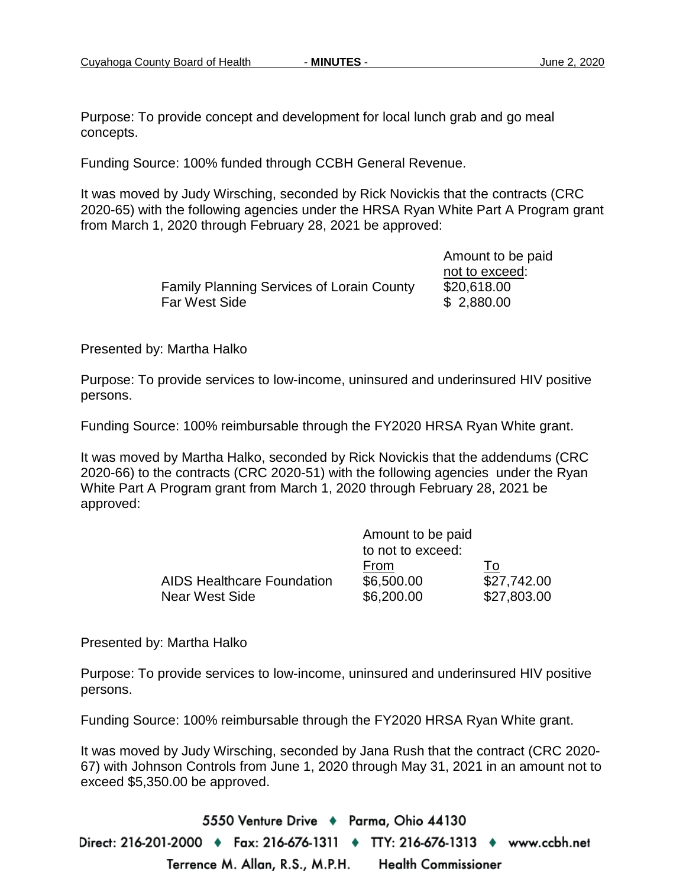Purpose: To provide concept and development for local lunch grab and go meal concepts.

Funding Source: 100% funded through CCBH General Revenue.

It was moved by Judy Wirsching, seconded by Rick Novickis that the contracts (CRC 2020-65) with the following agencies under the HRSA Ryan White Part A Program grant from March 1, 2020 through February 28, 2021 be approved:

| | Amount to be paid not to exceed: |
|---|---|
| Family Planning Services of Lorain County | $20,618.00 |
| Far West Side | $ 2,880.00 |

Presented by: Martha Halko

Purpose: To provide services to low-income, uninsured and underinsured HIV positive persons.

Funding Source: 100% reimbursable through the FY2020 HRSA Ryan White grant.

It was moved by Martha Halko, seconded by Rick Novickis that the addendums (CRC 2020-66) to the contracts (CRC 2020-51) with the following agencies under the Ryan White Part A Program grant from March 1, 2020 through February 28, 2021 be approved:

| | Amount to be paid to not to exceed: | |
|---|---|---|
| | From | To |
| AIDS Healthcare Foundation | $6,500.00 | $27,742.00 |
| Near West Side | $6,200.00 | $27,803.00 |

Presented by: Martha Halko

Purpose: To provide services to low-income, uninsured and underinsured HIV positive persons.

Funding Source: 100% reimbursable through the FY2020 HRSA Ryan White grant.

It was moved by Judy Wirsching, seconded by Jana Rush that the contract (CRC 2020-67) with Johnson Controls from June 1, 2020 through May 31, 2021 in an amount not to exceed $5,350.00 be approved.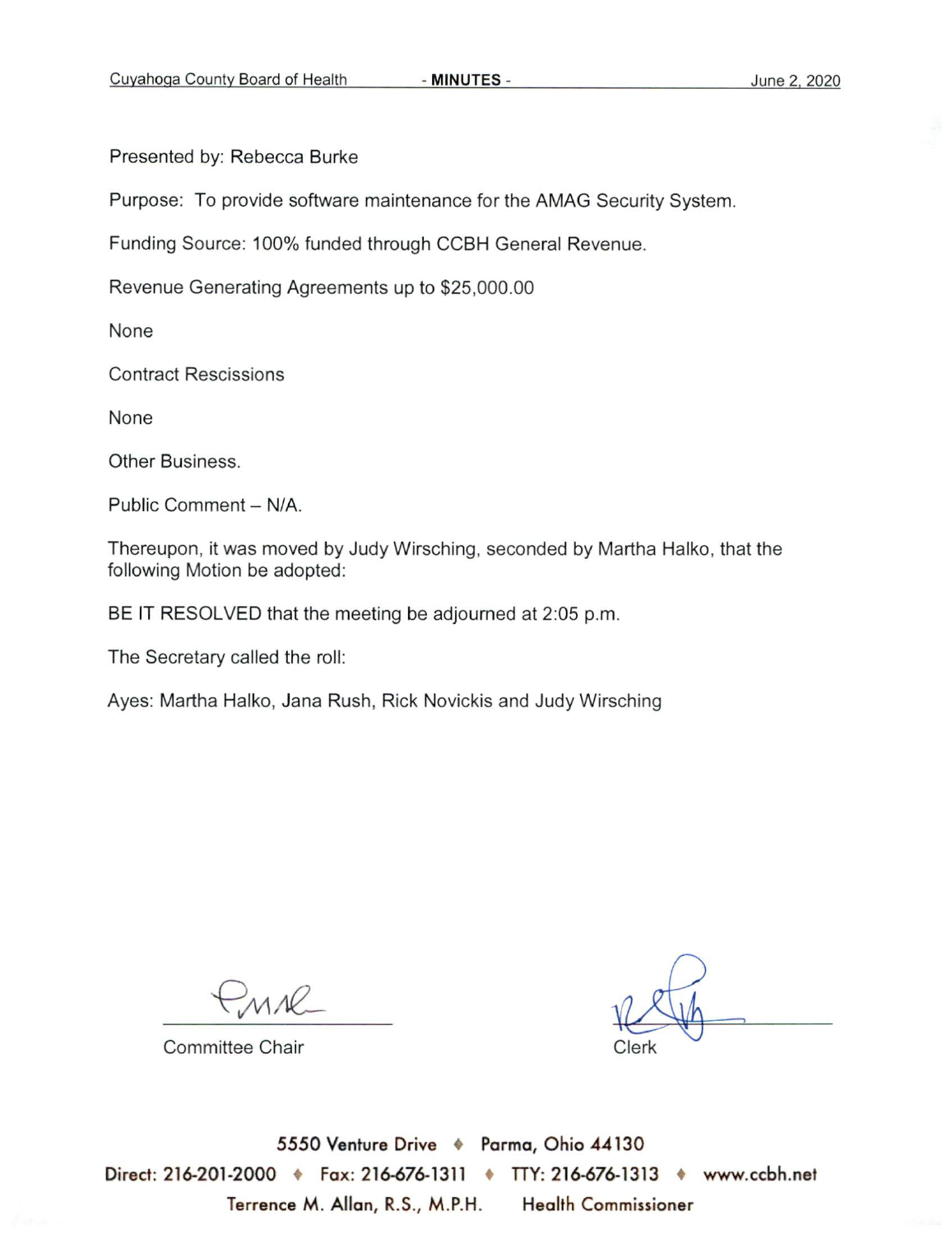Presented by: Rebecca Burke

Purpose: To provide software maintenance for the AMAG Security System.

Funding Source: 100% funded through CCBH General Revenue.

Revenue Generating Agreements up to $25,000.00

None

Contract Rescissions

None

Other Business.

Public Comment – N/A.

Thereupon, it was moved by Judy Wirsching, seconded by Martha Halko, that the following Motion be adopted:

BE IT RESOLVED that the meeting be adjourned at 2:05 p.m.

The Secretary called the roll:

Ayes: Martha Halko, Jana Rush, Rick Novickis and Judy Wirsching

Committee Chair

Clerk

5550 Venture Drive ♦ Parma, Ohio 44130

Direct: 216-201-2000 ♦ Fax: 216-676-1311 ♦ TTY: 216-676-1313 ♦ www.ccbh.net

Terrence M. Allan, R.S., M.P.H. Health Commissioner